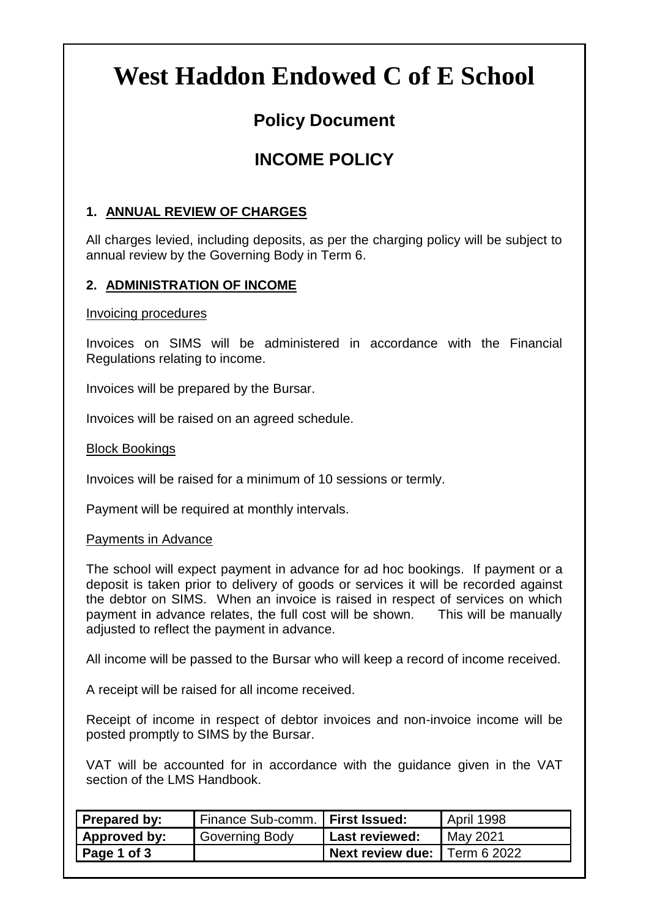# West Haddon Endowed C of E School

## Policy Document

## INCOME POLICY

### 1. ANNUAL REVIEW OF CHARGES

All charges levied, including deposits, as per the charging policy will be subject to annual review by the Governing Body in Term 6.

### 2. ADMINISTRATION OF INCOME

Invoicing procedures

Invoices on SIMS will be administered in accordance with the Financial Regulations relating to income.

Invoices will be prepared by the Bursar.

Invoices will be raised on an agreed schedule.

Block Bookings

Invoices will be raised for a minimum of 10 sessions or termly.

Payment will be required at monthly intervals.

Payments in Advance

The school will expect payment in advance for ad hoc bookings. If payment or a deposit is taken prior to delivery of goods or services it will be recorded against the debtor on SIMS. When an invoice is raised in respect of services on which payment in advance relates, the full cost will be shown. This will be manually adjusted to reflect the payment in advance.

All income will be passed to the Bursar who will keep a record of income received.

A receipt will be raised for all income received.

Receipt of income in respect of debtor invoices and non-invoice income will be posted promptly to SIMS by the Bursar.

VAT will be accounted for in accordance with the guidance given in the VAT section of the LMS Handbook.

| **Prepared by:** | Finance Sub-comm. | **First Issued:** | April 1998 |
|---|---|---|---|
| **Approved by:** | Governing Body | **Last reviewed:** | May 2021 |
| **Page 1 of 3** | | **Next review due:** | Term 6 2022 |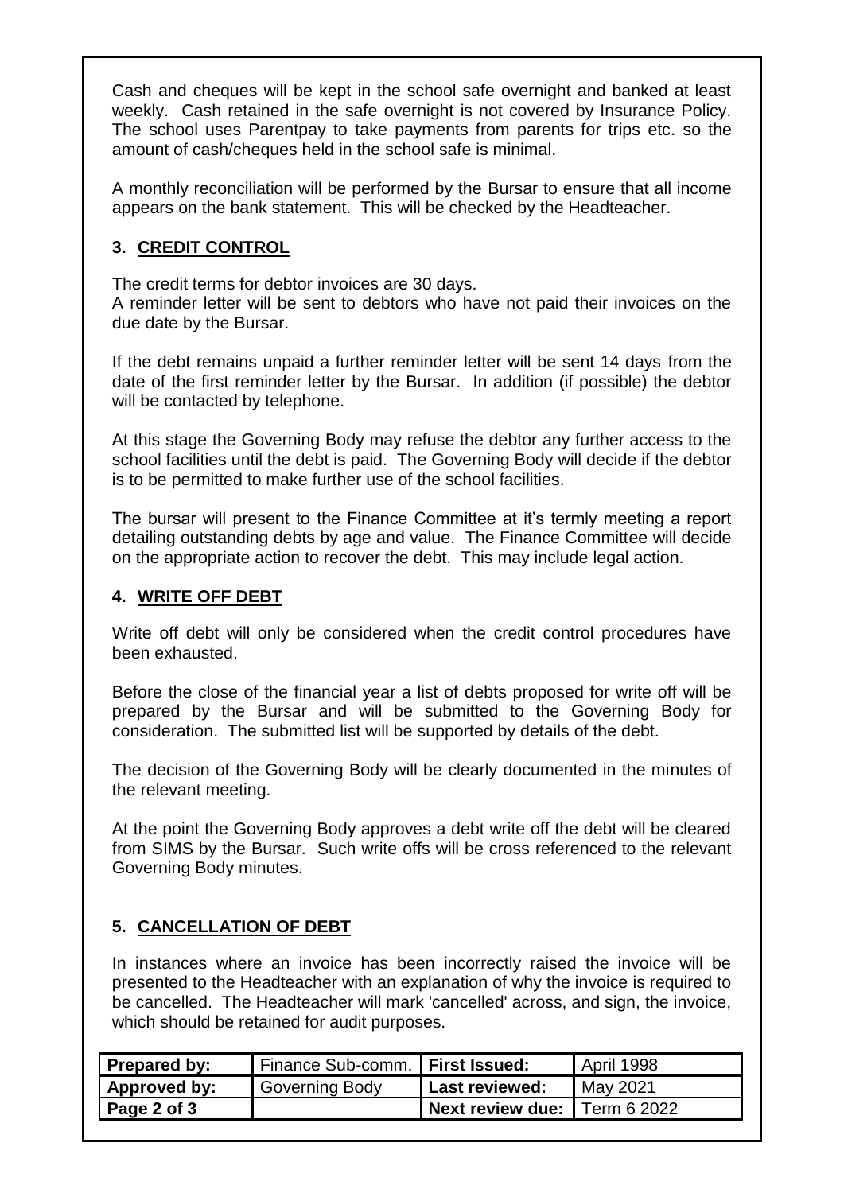Cash and cheques will be kept in the school safe overnight and banked at least weekly. Cash retained in the safe overnight is not covered by Insurance Policy. The school uses Parentpay to take payments from parents for trips etc. so the amount of cash/cheques held in the school safe is minimal.

A monthly reconciliation will be performed by the Bursar to ensure that all income appears on the bank statement. This will be checked by the Headteacher.

## 3. CREDIT CONTROL

The credit terms for debtor invoices are 30 days.
A reminder letter will be sent to debtors who have not paid their invoices on the due date by the Bursar.

If the debt remains unpaid a further reminder letter will be sent 14 days from the date of the first reminder letter by the Bursar. In addition (if possible) the debtor will be contacted by telephone.

At this stage the Governing Body may refuse the debtor any further access to the school facilities until the debt is paid. The Governing Body will decide if the debtor is to be permitted to make further use of the school facilities.

The bursar will present to the Finance Committee at it's termly meeting a report detailing outstanding debts by age and value. The Finance Committee will decide on the appropriate action to recover the debt. This may include legal action.

## 4. WRITE OFF DEBT

Write off debt will only be considered when the credit control procedures have been exhausted.

Before the close of the financial year a list of debts proposed for write off will be prepared by the Bursar and will be submitted to the Governing Body for consideration. The submitted list will be supported by details of the debt.

The decision of the Governing Body will be clearly documented in the minutes of the relevant meeting.

At the point the Governing Body approves a debt write off the debt will be cleared from SIMS by the Bursar. Such write offs will be cross referenced to the relevant Governing Body minutes.

## 5. CANCELLATION OF DEBT

In instances where an invoice has been incorrectly raised the invoice will be presented to the Headteacher with an explanation of why the invoice is required to be cancelled. The Headteacher will mark 'cancelled' across, and sign, the invoice, which should be retained for audit purposes.

| **Prepared by:** | Finance Sub-comm. | **First Issued:** | April 1998 |
|---|---|---|---|
| **Approved by:** | Governing Body | **Last reviewed:** | May 2021 |
| **Page 2 of 3** | | **Next review due:** | Term 6 2022 |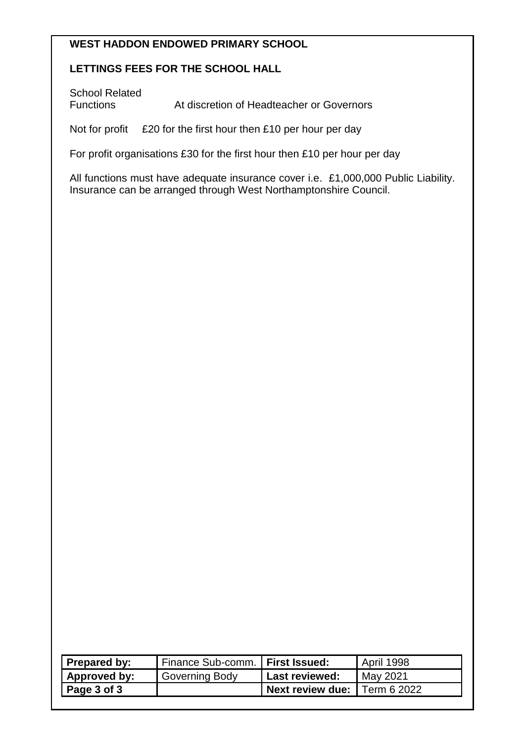**WEST HADDON ENDOWED PRIMARY SCHOOL**

**LETTINGS FEES FOR THE SCHOOL HALL**

School Related Functions — At discretion of Headteacher or Governors

Not for profit — £20 for the first hour then £10 per hour per day

For profit organisations £30 for the first hour then £10 per hour per day

All functions must have adequate insurance cover i.e. £1,000,000 Public Liability. Insurance can be arranged through West Northamptonshire Council.

| | | | |
|---|---|---|---|
| **Prepared by:** | Finance Sub-comm. | **First Issued:** | April 1998 |
| **Approved by:** | Governing Body | **Last reviewed:** | May 2021 |
| **Page 3 of 3** | | **Next review due:** | Term 6 2022 |